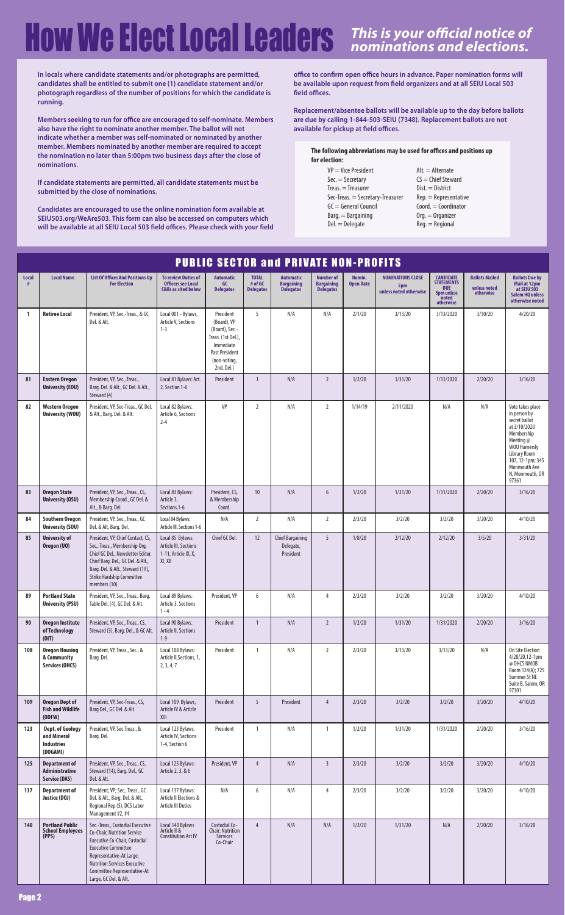# How We Elect Local Leaders

***This is your official notice of nominations and elections.***

**In locals where candidate statements and/or photographs are permitted, candidates shall be entitled to submit one (1) candidate statement and/or photograph regardless of the number of positions for which the candidate is running.**

**Members seeking to run for office are encouraged to self-nominate. Members also have the right to nominate another member. The ballot will not indicate whether a member was self-nominated or nominated by another member. Members nominated by another member are required to accept the nomination no later than 5:00pm two business days after the close of nominations.**

**If candidate statements are permitted, all candidate statements must be submitted by the close of nominations.**

**Candidates are encouraged to use the online nomination form available at SEIU503.org/WeAre503. This form can also be accessed on computers which will be available at all SEIU Local 503 field offices. Please check with your field office to confirm open office hours in advance. Paper nomination forms will be available upon request from field organizers and at all SEIU Local 503 field offices.**

**Replacement/absentee ballots will be available up to the day before ballots are due by calling 1-844-503-SEIU (7348). Replacement ballots are not available for pickup at field offices.**

**The following abbreviations may be used for offices and positions up for election:**

VP = Vice President
Sec. = Secretary
Treas. = Treasurer
Sec-Treas. = Secretary-Treasurer
GC = General Council
Barg. = Bargaining
Del. = Delegate
Alt. = Alternate
CS = Chief Steward
Dist. = District
Rep. = Representative
Coord. = Coordinator
Org. = Organizer
Reg. = Regional

## PUBLIC SECTOR and PRIVATE NON-PROFITS

| Local # | Local Name | List Of Offices And Positions Up For Election | To review Duties of Officers see Local C&Bs as cited below | Automatic GC Delegates | TOTAL # of GC Delegates | Automatic Bargaining Delegates | Number of Bargaining Delegates | Nomin. Open Date | NOMINATIONS CLOSE 5pm unless noted otherwise | CANDIDATE STATEMENTS DUE 5pm unless noted otherwise | Ballots Mailed unless noted otherwise | Ballots Due by Mail at 12pm at SEIU 503 Salem HQ unless otherwise noted |
|---|---|---|---|---|---|---|---|---|---|---|---|---|
| 1 | Retiree Local | President, VP, Sec.-Treas., & GC Del. & Alt. | Local 001 - Bylaws, Article V, Sections 1-3 | President (Board), VP (Board), Sec.-Treas. (1st Del.), Immediate Past President (non-voting, 2nd. Del.) | 5 | N/A | N/A | 2/1/20 | 3/13/20 | 3/13/2020 | 3/30/20 | 4/20/20 |
| 81 | Eastern Oregon University (EOU) | President, VP, Sec., Treas., Barg. Del. & Alt., GC Del. & Alt., Steward (4) | Local 81 Bylaws: Art. 2, Section 1-6 | President | 1 | N/A | 2 | 1/2/20 | 1/31/20 | 1/31/2020 | 2/20/20 | 3/16/20 |
| 82 | Western Oregon University (WOU) | President, VP, Sec-Treas., GC Del. & Alt., Barg. Del. & Alt. | Local 82 Bylaws: Article 6, Sections 2-4 | VP | 2 | N/A | 2 | 1/14/19 | 2/11/2020 | N/A | N/A | Vote takes place in person by secret ballot at 3/10/2020 Membership Meeting @ WOU Hamersly Library Room 107, 12-1pm; 345 Monmouth Ave N, Monmouth, OR 97361 |
| 83 | Oregon State University (OSU) | President, VP, Sec., Treas., CS, Membership Coord., GC Del. & Alt., & Barg. Del. | Local 83 Bylaws: Article 3, Sections,1-6 | President, CS, & Membership Coord. | 10 | N/A | 6 | 1/2/20 | 1/31/20 | 1/31/2020 | 2/20/20 | 3/16/20 |
| 84 | Southern Oregon University (SOU) | President, VP, Sec., Treas., GC Del. & Alt, Barg. Del. | Local 84 Bylaws: Article III, Sections 1-6 | N/A | 2 | N/A | 2 | 2/3/20 | 3/2/20 | 3/2/20 | 3/20/20 | 4/10/20 |
| 85 | University of Oregon (UO) | President, VP, Chief Contact, CS, Sec., Treas., Membership Org, Chief GC Del., Newsletter Editor, Chief Barg. Del., GC Del. & Alt., Barg. Del. & Alt., Steward (19), Strike Hardship Committee members (10) | Local 85 Bylaws: Article III, Sections 1-11, Article IX, X, XI, XII | Chief GC Del. | 12 | Chief Bargaining Delegate, President | 5 | 1/8/20 | 2/12/20 | 2/12/20 | 3/5/20 | 3/31/20 |
| 89 | Portland State University (PSU) | President, VP, Sec., Treas., Barg. Table Del. (4), GC Del. & Alt. | Local 89 Bylaws: Article 3, Sections 1-4 | President, VP | 6 | N/A | 4 | 2/3/20 | 3/2/20 | 3/2/20 | 3/20/20 | 4/10/20 |
| 90 | Oregon Institute of Technology (OIT) | President, VP, Sec., Treas., CS, Steward (3), Barg. Del., & GC Alt. | Local 90 Bylaws: Article II, Sections 1-9 | President | 1 | N/A | 2 | 1/2/20 | 1/31/20 | 1/31/2020 | 2/20/20 | 3/16/20 |
| 108 | Oregon Housing & Community Services (OHCS) | President, VP, Treas., Sec., & Barg. Del. | Local 108 Bylaws: Article II,Sections, 1, 2, 3, 4, 7 | President | 1 | N/A | 2 | 2/3/20 | 3/13/20 | 3/13/20 | N/A | On Site Election 4/28/20,12-1pm @ OHCS NMOB Room 124(A); 725 Summer St NE Suite B, Salem, OR 97301 |
| 109 | Oregon Dept of Fish and Wildlife (ODFW) | President, VP, Sec-Treas., CS, Barg Del., GC Del. & Alt. | Local 109 Bylaws, Article IV & Article XIII | President | 5 | President | 4 | 2/3/20 | 3/2/20 | 3/2/20 | 3/20/20 | 4/10/20 |
| 123 | Dept. of Geology and Mineral Industries (DOGAMI) | President, VP, Sec.Treas., & Barg. Del. | Local 123 Bylaws, Article IV, Sections 1-4, Section 6 | President | 1 | N/A | 1 | 1/2/20 | 1/31/20 | 1/31/2020 | 2/20/20 | 3/16/20 |
| 125 | Department of Administrative Service (DAS) | President, VP, Sec., Treas., CS, Steward (14), Barg. Del., GC Del. & Alt. | Local 125 Bylaws: Article 2, 3, & 6 | President, VP | 4 | N/A | 3 | 2/3/20 | 3/2/20 | 3/2/20 | 3/20/20 | 4/10/20 |
| 137 | Department of Justice (DOJ) | President; VP; Sec., Treas., GC Del. & Alt., Barg. Del. & Alt., Regional Rep (5), DCS Labor Management #2, #4 | Local 137 Bylaws: Article II Elections & Article III Duties | N/A | 6 | N/A | 4 | 2/3/20 | 3/2/20 | 3/2/20 | 3/20/20 | 4/10/20 |
| 140 | Portland Public School Employees (PPS) | Sec.-Treas., Custodial Executive Co-Chair, Nutrition Service Executive Co-Chair, Custodial Executive Committee Representative-At Large, Nutrition Services Executive Committee Representative-At Large, GC Del. & Alt. | Local 140 Bylaws Article II & Constitution Art IV | Custodial Co-Chair; Nutrition Services Co-Chair | 4 | N/A | N/A | 1/2/20 | 1/31/20 | N/A | 2/20/20 | 3/16/20 |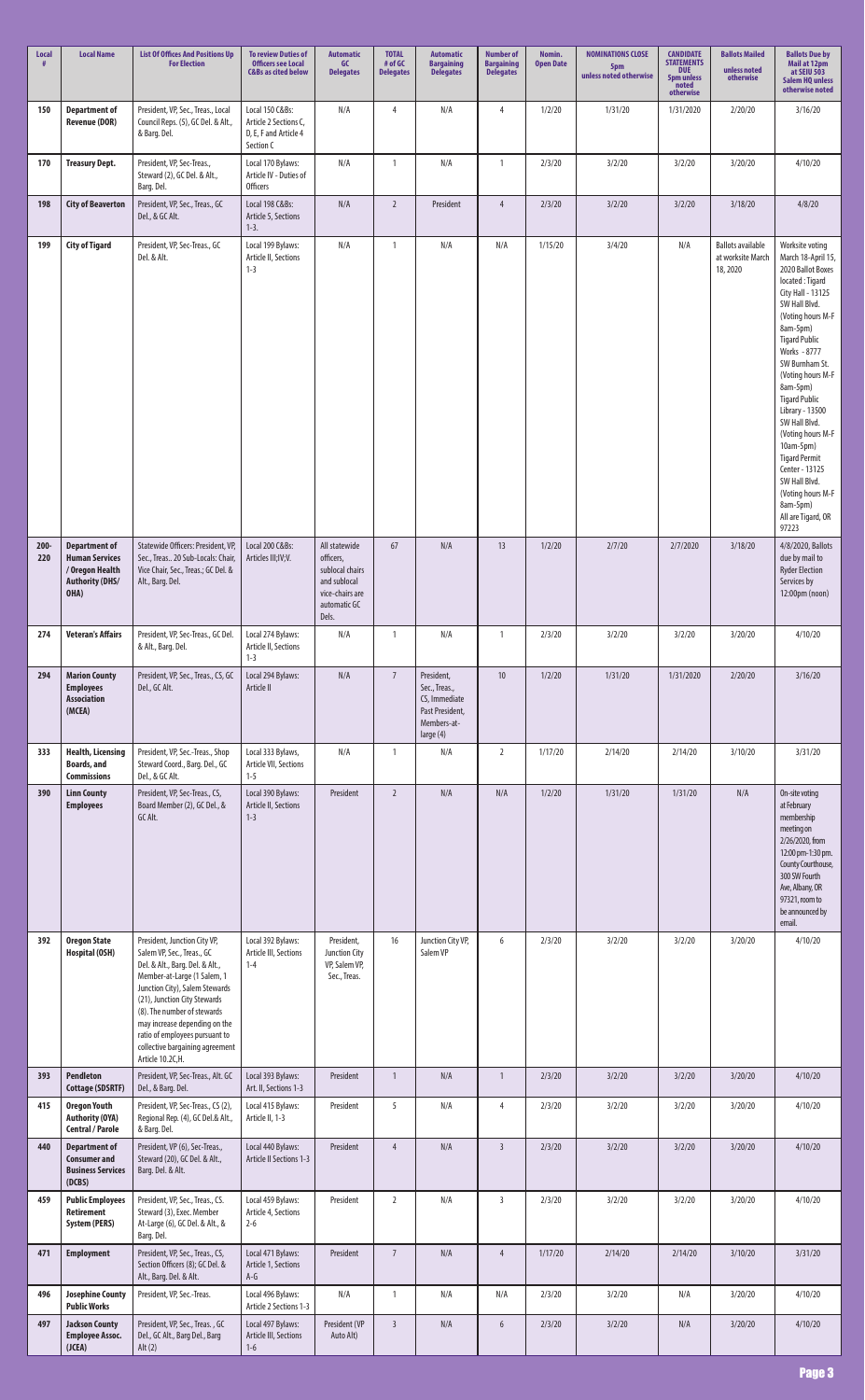| Local # | Local Name | List Of Offices And Positions Up For Election | To review Duties of Officers see Local C&Bs as cited below | Automatic GC Delegates | TOTAL # of GC Delegates | Automatic Bargaining Delegates | Number of Bargaining Delegates | Nomin. Open Date | NOMINATIONS CLOSE 5pm unless noted otherwise | CANDIDATE STATEMENTS DUE 5pm unless noted otherwise | Ballots Mailed unless noted otherwise | Ballots Due by Mail at 12pm at SEIU 503 Salem HQ unless otherwise noted |
|---|---|---|---|---|---|---|---|---|---|---|---|---|
| 150 | Department of Revenue (DOR) | President, VP, Sec., Treas., Local Council Reps. (5), GC Del. & Alt., & Barg. Del. | Local 150 C&Bs: Article 2 Sections C, D, E, F and Article 4 Section C | N/A | 4 | N/A | 4 | 1/2/20 | 1/31/20 | 1/31/2020 | 2/20/20 | 3/16/20 |
| 170 | Treasury Dept. | President, VP, Sec-Treas., Steward (2), GC Del. & Alt., Barg. Del. | Local 170 Bylaws: Article IV - Duties of Officers | N/A | 1 | N/A | 1 | 2/3/20 | 3/2/20 | 3/2/20 | 3/20/20 | 4/10/20 |
| 198 | City of Beaverton | President, VP, Sec., Treas., GC Del., & GC Alt. | Local 198 C&Bs: Article 5, Sections 1-3. | N/A | 2 | President | 4 | 2/3/20 | 3/2/20 | 3/2/20 | 3/18/20 | 4/8/20 |
| 199 | City of Tigard | President, VP, Sec-Treas., GC Del. & Alt. | Local 199 Bylaws: Article II, Sections 1-3 | N/A | 1 | N/A | N/A | 1/15/20 | 3/4/20 | N/A | Ballots available at worksite March 18, 2020 | Worksite voting March 18-April 15, 2020 Ballot Boxes located : Tigard City Hall - 13125 SW Hall Blvd. (Voting hours M-F 8am-5pm) Tigard Public Works - 8777 SW Burnham St. (Voting hours M-F 8am-5pm) Tigard Public Library - 13500 SW Hall Blvd. (Voting hours M-F 10am-5pm) Tigard Permit Center - 13125 SW Hall Blvd. (Voting hours M-F 8am-5pm) All are Tigard, OR 97223 |
| 200-220 | Department of Human Services / Oregon Health Authority (DHS/ OHA) | Statewide Officers: President, VP, Sec., Treas.. 20 Sub-Locals: Chair, Vice Chair, Sec., Treas.; GC Del. & Alt., Barg. Del. | Local 200 C&Bs: Articles III;IV;V. | All statewide officers, sublocal chairs and sublocal vice-chairs are automatic GC Dels. | 67 | N/A | 13 | 1/2/20 | 2/7/20 | 2/7/2020 | 3/18/20 | 4/8/2020, Ballots due by mail to Ryder Election Services by 12:00pm (noon) |
| 274 | Veteran's Affairs | President, VP, Sec-Treas., GC Del. & Alt., Barg. Del. | Local 274 Bylaws: Article II, Sections 1-3 | N/A | 1 | N/A | 1 | 2/3/20 | 3/2/20 | 3/2/20 | 3/20/20 | 4/10/20 |
| 294 | Marion County Employees Association (MCEA) | President, VP, Sec., Treas., CS, GC Del., GC Alt. | Local 294 Bylaws: Article II | N/A | 7 | President, Sec., Treas., CS, Immediate Past President, Members-at-large (4) | 10 | 1/2/20 | 1/31/20 | 1/31/2020 | 2/20/20 | 3/16/20 |
| 333 | Health, Licensing Boards, and Commissions | President, VP, Sec.-Treas., Shop Steward Coord., Barg. Del., GC Del., & GC Alt. | Local 333 Bylaws, Article VII, Sections 1-5 | N/A | 1 | N/A | 2 | 1/17/20 | 2/14/20 | 2/14/20 | 3/10/20 | 3/31/20 |
| 390 | Linn County Employees | President, VP, Sec-Treas., CS, Board Member (2), GC Del., & GC Alt. | Local 390 Bylaws: Article II, Sections 1-3 | President | 2 | N/A | N/A | 1/2/20 | 1/31/20 | 1/31/20 | N/A | On-site voting at February membership meeting on 2/26/2020, from 12:00 pm-1:30 pm. County Courthouse, 300 SW Fourth Ave, Albany, OR 97321, room to be announced by email. |
| 392 | Oregon State Hospital (OSH) | President, Junction City VP, Salem VP, Sec., Treas., GC Del. & Alt., Barg. Del. & Alt., Member-at-Large (1 Salem, 1 Junction City), Salem Stewards (21), Junction City Stewards (8). The number of stewards may increase depending on the ratio of employees pursuant to collective bargaining agreement Article 10.2C,H. | Local 392 Bylaws: Article III, Sections 1-4 | President, Junction City VP, Salem VP, Sec., Treas. | 16 | Junction City VP, Salem VP | 6 | 2/3/20 | 3/2/20 | 3/2/20 | 3/20/20 | 4/10/20 |
| 393 | Pendleton Cottage (SDSRTF) | President, VP, Sec-Treas., Alt. GC Del., & Barg. Del. | Local 393 Bylaws: Art. II, Sections 1-3 | President | 1 | N/A | 1 | 2/3/20 | 3/2/20 | 3/2/20 | 3/20/20 | 4/10/20 |
| 415 | Oregon Youth Authority (OYA) Central / Parole | President, VP, Sec-Treas., CS (2), Regional Rep. (4), GC Del.& Alt., & Barg. Del. | Local 415 Bylaws: Article II, 1-3 | President | 5 | N/A | 4 | 2/3/20 | 3/2/20 | 3/2/20 | 3/20/20 | 4/10/20 |
| 440 | Department of Consumer and Business Services (DCBS) | President, VP (6), Sec-Treas., Steward (20), GC Del. & Alt., Barg. Del. & Alt. | Local 440 Bylaws: Article II Sections 1-3 | President | 4 | N/A | 3 | 2/3/20 | 3/2/20 | 3/2/20 | 3/20/20 | 4/10/20 |
| 459 | Public Employees Retirement System (PERS) | President, VP, Sec., Treas., CS. Steward (3), Exec. Member At-Large (6), GC Del. & Alt., & Barg. Del. | Local 459 Bylaws: Article 4, Sections 2-6 | President | 2 | N/A | 3 | 2/3/20 | 3/2/20 | 3/2/20 | 3/20/20 | 4/10/20 |
| 471 | Employment | President, VP, Sec., Treas., CS, Section Officers (8); GC Del. & Alt., Barg. Del. & Alt. | Local 471 Bylaws: Article 1, Sections A-G | President | 7 | N/A | 4 | 1/17/20 | 2/14/20 | 2/14/20 | 3/10/20 | 3/31/20 |
| 496 | Josephine County Public Works | President, VP, Sec-Treas. | Local 496 Bylaws: Article 2 Sections 1-3 | N/A | 1 | N/A | N/A | 2/3/20 | 3/2/20 | N/A | 3/20/20 | 4/10/20 |
| 497 | Jackson County Employee Assoc. (JCEA) | President, VP, Sec., Treas. , GC Del., GC Alt., Barg Del., Barg Alt (2) | Local 497 Bylaws: Article III, Sections 1-6 | President (VP Auto Alt) | 3 | N/A | 6 | 2/3/20 | 3/2/20 | N/A | 3/20/20 | 4/10/20 |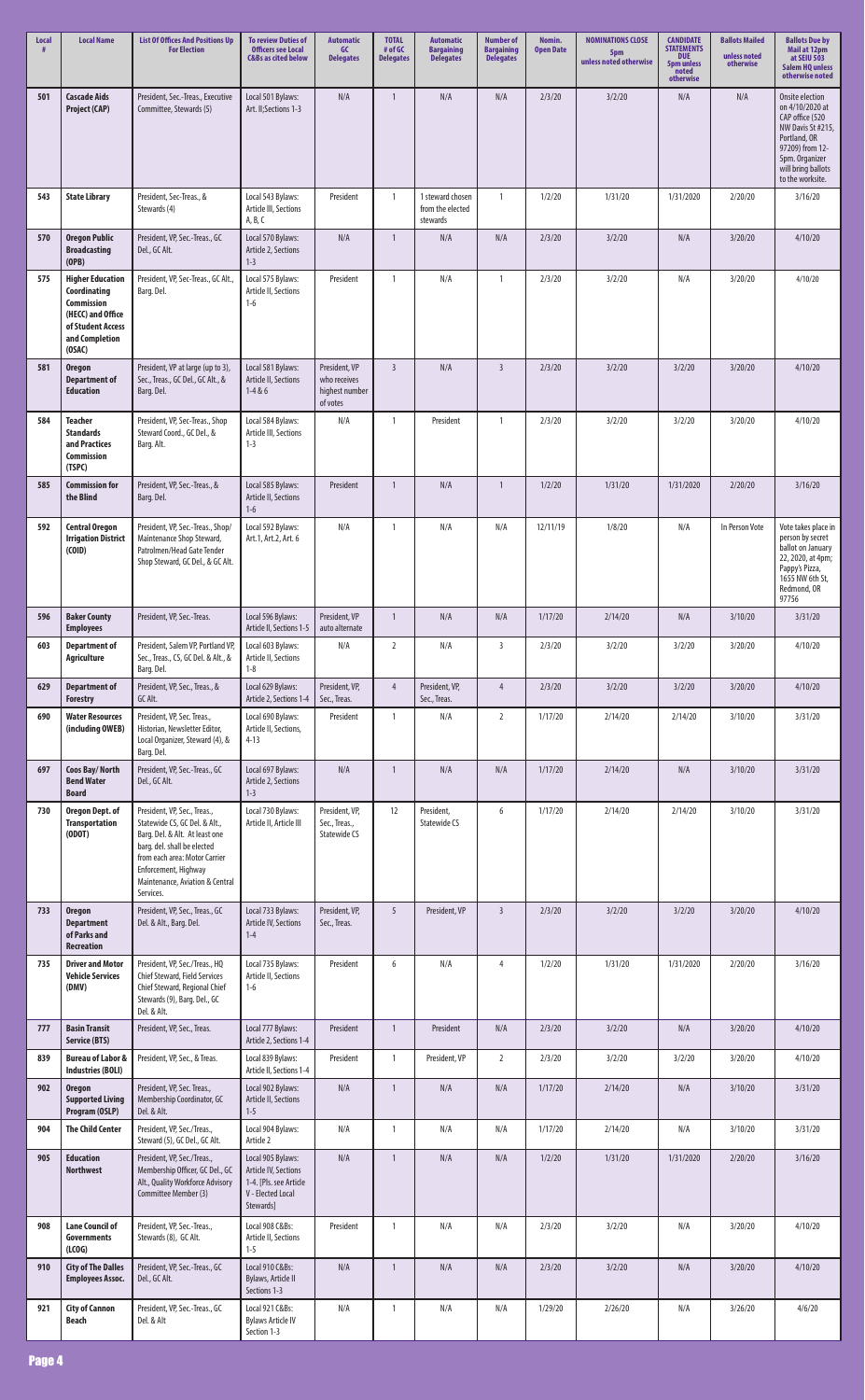| Local # | Local Name | List Of Offices And Positions Up For Election | To review Duties of Officers see Local C&Bs as cited below | Automatic GC Delegates | TOTAL # of GC Delegates | Automatic Bargaining Delegates | Number of Bargaining Delegates | Nomin. Open Date | NOMINATIONS CLOSE 5pm unless noted otherwise | CANDIDATE STATEMENTS DUE 5pm unless noted otherwise | Ballots Mailed unless noted otherwise | Ballots Due by Mail at 12pm at SEIU 503 Salem HQ unless otherwise noted |
|---|---|---|---|---|---|---|---|---|---|---|---|---|
| 501 | Cascade Aids Project (CAP) | President, Sec.-Treas., Executive Committee, Stewards (5) | Local 501 Bylaws: Art. II;Sections 1-3 | N/A | 1 | N/A | N/A | 2/3/20 | 3/2/20 | N/A | N/A | Onsite election on 4/10/2020 at CAP office (520 NW Davis St #215, Portland, OR 97209) from 12-5pm. Organizer will bring ballots to the worksite. |
| 543 | State Library | President, Sec-Treas., & Stewards (4) | Local 543 Bylaws: Article III, Sections A, B, C | President | 1 | 1 steward chosen from the elected stewards | 1 | 1/2/20 | 1/31/20 | 1/31/2020 | 2/20/20 | 3/16/20 |
| 570 | Oregon Public Broadcasting (OPB) | President, VP, Sec.-Treas., GC Del., GC Alt. | Local 570 Bylaws: Article 2, Sections 1-3 | N/A | 1 | N/A | N/A | 2/3/20 | 3/2/20 | N/A | 3/20/20 | 4/10/20 |
| 575 | Higher Education Coordinating Commission (HECC) and Office of Student Access and Completion (OSAC) | President, VP, Sec-Treas., GC Alt., Barg. Del. | Local 575 Bylaws: Article II, Sections 1-6 | President | 1 | N/A | 1 | 2/3/20 | 3/2/20 | N/A | 3/20/20 | 4/10/20 |
| 581 | Oregon Department of Education | President, VP at large (up to 3), Sec., Treas., GC Del., GC Alt., & Barg. Del. | Local 581 Bylaws: Article II, Sections 1-4 & 6 | President, VP who receives highest number of votes | 3 | N/A | 3 | 2/3/20 | 3/2/20 | 3/2/20 | 3/20/20 | 4/10/20 |
| 584 | Teacher Standards and Practices Commission (TSPC) | President, VP, Sec-Treas., Shop Steward Coord., GC Del., & Barg. Alt. | Local 584 Bylaws: Article III, Sections 1-3 | N/A | 1 | President | 1 | 2/3/20 | 3/2/20 | 3/2/20 | 3/20/20 | 4/10/20 |
| 585 | Commission for the Blind | President, VP, Sec.-Treas., & Barg. Del. | Local 585 Bylaws: Article II, Sections 1-6 | President | 1 | N/A | 1 | 1/2/20 | 1/31/20 | 1/31/2020 | 2/20/20 | 3/16/20 |
| 592 | Central Oregon Irrigation District (COID) | President, VP, Sec.-Treas., Shop/ Maintenance Shop Steward, Patrolmen/Head Gate Tender Shop Steward, GC Del., & GC Alt. | Local 592 Bylaws: Art.1, Art.2, Art. 6 | N/A | 1 | N/A | N/A | 12/11/19 | 1/8/20 | N/A | In Person Vote | Vote takes place in person by secret ballot on January 22, 2020, at 4pm; Pappy's Pizza, 1655 NW 6th St, Redmond, OR 97756 |
| 596 | Baker County Employees | President, VP, Sec.-Treas. | Local 596 Bylaws: Article II, Sections 1-5 | President, VP auto alternate | 1 | N/A | N/A | 1/17/20 | 2/14/20 | N/A | 3/10/20 | 3/31/20 |
| 603 | Department of Agriculture | President, Salem VP, Portland VP, Sec., Treas., CS, GC Del. & Alt., & Barg. Del. | Local 603 Bylaws: Article II, Sections 1-8 | N/A | 2 | N/A | 3 | 2/3/20 | 3/2/20 | 3/2/20 | 3/20/20 | 4/10/20 |
| 629 | Department of Forestry | President, VP, Sec., Treas., & GC Alt. | Local 629 Bylaws: Article 2, Sections 1-4 | President, VP, Sec., Treas. | 4 | President, VP, Sec., Treas. | 4 | 2/3/20 | 3/2/20 | 3/2/20 | 3/20/20 | 4/10/20 |
| 690 | Water Resources (including OWEB) | President, VP, Sec. Treas., Historian, Newsletter Editor, Local Organizer, Steward (4), & Barg. Del. | Local 690 Bylaws: Article II, Sections, 4-13 | President | 1 | N/A | 2 | 1/17/20 | 2/14/20 | 2/14/20 | 3/10/20 | 3/31/20 |
| 697 | Coos Bay/ North Bend Water Board | President, VP, Sec.-Treas., GC Del., GC Alt. | Local 697 Bylaws: Article 2, Sections 1-3 | N/A | 1 | N/A | N/A | 1/17/20 | 2/14/20 | N/A | 3/10/20 | 3/31/20 |
| 730 | Oregon Dept. of Transportation (ODOT) | President, VP, Sec., Treas., Statewide CS, GC Del. & Alt., Barg. Del. & Alt. At least one barg. del. shall be elected from each area: Motor Carrier Enforcement, Highway Maintenance, Aviation & Central Services. | Local 730 Bylaws: Article II, Article III | President, VP, Sec., Treas., Statewide CS | 12 | President, Statewide CS | 6 | 1/17/20 | 2/14/20 | 2/14/20 | 3/10/20 | 3/31/20 |
| 733 | Oregon Department of Parks and Recreation | President, VP, Sec., Treas., GC Del. & Alt., Barg. Del. | Local 733 Bylaws: Article IV, Sections 1-4 | President, VP, Sec., Treas. | 5 | President, VP | 3 | 2/3/20 | 3/2/20 | 3/2/20 | 3/20/20 | 4/10/20 |
| 735 | Driver and Motor Vehicle Services (DMV) | President, VP, Sec./Treas., HQ Chief Steward, Field Services Chief Steward, Regional Chief Stewards (9), Barg. Del., GC Del. & Alt. | Local 735 Bylaws: Article II, Sections 1-6 | President | 6 | N/A | 4 | 1/2/20 | 1/31/20 | 1/31/2020 | 2/20/20 | 3/16/20 |
| 777 | Basin Transit Service (BTS) | President, VP, Sec., Treas. | Local 777 Bylaws: Article 2, Sections 1-4 | President | 1 | President | N/A | 2/3/20 | 3/2/20 | N/A | 3/20/20 | 4/10/20 |
| 839 | Bureau of Labor & Industries (BOLI) | President, VP, Sec., & Treas. | Local 839 Bylaws: Article II, Sections 1-4 | President | 1 | President, VP | 2 | 2/3/20 | 3/2/20 | 3/2/20 | 3/20/20 | 4/10/20 |
| 902 | Oregon Supported Living Program (OSLP) | President, VP, Sec. Treas., Membership Coordinator, GC Del. & Alt. | Local 902 Bylaws: Article II, Sections 1-5 | N/A | 1 | N/A | N/A | 1/17/20 | 2/14/20 | N/A | 3/10/20 | 3/31/20 |
| 904 | The Child Center | President, VP, Sec./Treas., Steward (5), GC Del., GC Alt. | Local 904 Bylaws: Article 2 | N/A | 1 | N/A | N/A | 1/17/20 | 2/14/20 | N/A | 3/10/20 | 3/31/20 |
| 905 | Education Northwest | President, VP, Sec./Treas., Membership Officer, GC Del., GC Alt., Quality Workforce Advisory Committee Member (3) | Local 905 Bylaws: Article IV, Sections 1-4. [Pls. see Article V - Elected Local Stewards] | N/A | 1 | N/A | N/A | 1/2/20 | 1/31/20 | 1/31/2020 | 2/20/20 | 3/16/20 |
| 908 | Lane Council of Governments (LCOG) | President, VP, Sec.-Treas., Stewards (8), GC Alt. | Local 908 C&Bs: Article II, Sections 1-5 | President | 1 | N/A | N/A | 2/3/20 | 3/2/20 | N/A | 3/20/20 | 4/10/20 |
| 910 | City of The Dalles Employees Assoc. | President, VP, Sec.-Treas., GC Del., GC Alt. | Local 910 C&Bs: Bylaws, Article II Sections 1-3 | N/A | 1 | N/A | N/A | 2/3/20 | 3/2/20 | N/A | 3/20/20 | 4/10/20 |
| 921 | City of Cannon Beach | President, VP, Sec.-Treas., GC Del. & Alt | Local 921 C&Bs: Bylaws Article IV Section 1-3 | N/A | 1 | N/A | N/A | 1/29/20 | 2/26/20 | N/A | 3/26/20 | 4/6/20 |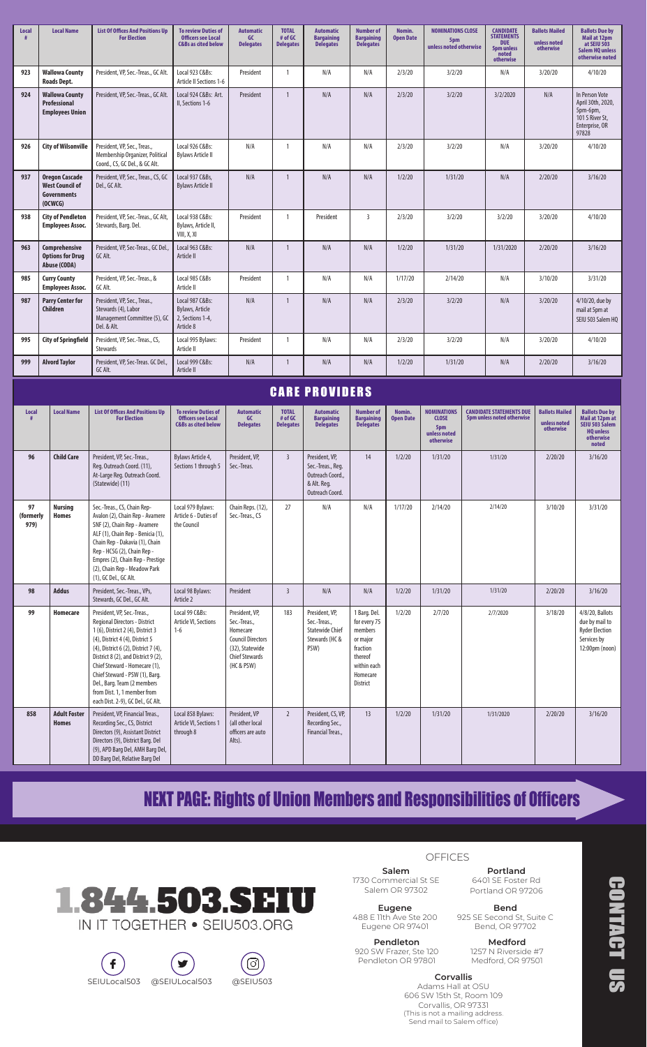| Local # | Local Name | List Of Offices And Positions Up For Election | To review Duties of Officers see Local C&Bs as cited below | Automatic GC Delegates | TOTAL # of GC Delegates | Automatic Bargaining Delegates | Number of Bargaining Delegates | Nomin. Open Date | NOMINATIONS CLOSE 5pm unless noted otherwise | CANDIDATE STATEMENTS DUE 5pm unless noted otherwise | Ballots Mailed unless noted otherwise | Ballots Due by Mail at 12pm at SEIU 503 Salem HQ unless otherwise noted |
|---|---|---|---|---|---|---|---|---|---|---|---|---|
| 923 | Wallowa County Roads Dept. | President, VP, Sec.-Treas., GC Alt. | Local 923 C&Bs: Article II Sections 1-6 | President | 1 | N/A | N/A | 2/3/20 | 3/2/20 | N/A | 3/20/20 | 4/10/20 |
| 924 | Wallowa County Professional Employees Union | President, VP, Sec.-Treas., GC Alt. | Local 924 C&Bs: Art. II, Sections 1-6 | President | 1 | N/A | N/A | 2/3/20 | 3/2/20 | 3/2/2020 | N/A | In Person Vote April 30th, 2020, 5pm-6pm, 101 S River St, Enterprise, OR 97828 |
| 926 | City of Wilsonville | President, VP, Sec., Treas., Membership Organizer, Political Coord., CS, GC Del., & GC Alt. | Local 926 C&Bs: Bylaws Article II | N/A | 1 | N/A | N/A | 2/3/20 | 3/2/20 | N/A | 3/20/20 | 4/10/20 |
| 937 | Oregon Cascade West Council of Governments (OCWCG) | President, VP, Sec., Treas., CS, GC Del., GC Alt. | Local 937 C&Bs, Bylaws Article II | N/A | 1 | N/A | N/A | 1/2/20 | 1/31/20 | N/A | 2/20/20 | 3/16/20 |
| 938 | City of Pendleton Employees Assoc. | President, VP, Sec.-Treas., GC Alt, Stewards, Barg. Del. | Local 938 C&Bs: Bylaws, Article II, VIII, X, XI | President | 1 | President | 3 | 2/3/20 | 3/2/20 | 3/2/20 | 3/20/20 | 4/10/20 |
| 963 | Comprehensive Options for Drug Abuse (CODA) | President, VP, Sec-Treas., GC Del., GC Alt. | Local 963 C&Bs: Article II | N/A | 1 | N/A | N/A | 1/2/20 | 1/31/20 | 1/31/2020 | 2/20/20 | 3/16/20 |
| 985 | Curry County Employees Assoc. | President, VP, Sec.-Treas., & GC Alt. | Local 985 C&Bs Article II | President | 1 | N/A | N/A | 1/17/20 | 2/14/20 | N/A | 3/10/20 | 3/31/20 |
| 987 | Parry Center for Children | President, VP, Sec., Treas., Stewards (4), Labor Management Committee (5), GC Del. & Alt. | Local 987 C&Bs: Bylaws, Article 2, Sections 1-4, Article 8 | N/A | 1 | N/A | N/A | 2/3/20 | 3/2/20 | N/A | 3/20/20 | 4/10/20, due by mail at 5pm at SEIU 503 Salem HQ |
| 995 | City of Springfield | President, VP, Sec.-Treas., CS, Stewards | Local 995 Bylaws: Article II | President | 1 | N/A | N/A | 2/3/20 | 3/2/20 | N/A | 3/20/20 | 4/10/20 |
| 999 | Alvord Taylor | President, VP, Sec-Treas. GC Del., GC Alt. | Local 999 C&Bs: Article II | N/A | 1 | N/A | N/A | 1/2/20 | 1/31/20 | N/A | 2/20/20 | 3/16/20 |

## CARE PROVIDERS

| Local # | Local Name | List Of Offices And Positions Up For Election | To review Duties of Officers see Local C&Bs as cited below | Automatic GC Delegates | TOTAL # of GC Delegates | Automatic Bargaining Delegates | Number of Bargaining Delegates | Nomin. Open Date | NOMINATIONS CLOSE 5pm unless noted otherwise | CANDIDATE STATEMENTS DUE 5pm unless noted otherwise | Ballots Mailed unless noted otherwise | Ballots Due by Mail at 12pm at SEIU 503 Salem HQ unless otherwise noted |
|---|---|---|---|---|---|---|---|---|---|---|---|---|
| 96 | Child Care | President, VP, Sec.-Treas., Reg. Outreach Coord. (11), At-Large Reg. Outreach Coord. (Statewide) (11) | Bylaws Article 4, Sections 1 through 5 | President, VP, Sec.-Treas. | 3 | President, VP, Sec.-Treas., Reg. Outreach Coord., & Alt. Reg. Outreach Coord. | 14 | 1/2/20 | 1/31/20 | 1/31/20 | 2/20/20 | 3/16/20 |
| 97 (formerly 979) | Nursing Homes | Sec.-Treas., CS, Chain Rep - Avalon (2), Chain Rep - Avamere SNF (2), Chain Rep - Avamere ALF (1), Chain Rep - Benicia (1), Chain Rep - Dakavia (1), Chain Rep - HCSG (2), Chain Rep - Empres (2), Chain Rep - Prestige (2), Chain Rep - Meadow Park (1), GC Del., GC Alt. | Local 979 Bylaws: Article 6 - Duties of the Council | Chain Reps. (12), Sec.-Treas., CS | 27 | N/A | N/A | 1/17/20 | 2/14/20 | 2/14/20 | 3/10/20 | 3/31/20 |
| 98 | Addus | President, Sec.-Treas., VPs, Stewards, GC Del., GC Alt. | Local 98 Bylaws: Article 2 | President | 3 | N/A | N/A | 1/2/20 | 1/31/20 | 1/31/20 | 2/20/20 | 3/16/20 |
| 99 | Homecare | President, VP, Sec.-Treas., Regional Directors - District 1 (6), District 2 (4), District 3 (4), District 4 (4), District 5 (4), District 6 (2), District 7 (4), District 8 (2), and District 9 (2), Chief Steward - Homecare (1), Chief Steward - PSW (1), Barg. Del., Barg. Team (2 members from Dist. 1, 1 member from each Dist. 2-9), GC Del., GC Alt. | Local 99 C&Bs: Article VI, Sections 1-6 | President, VP, Sec.-Treas., Homecare Council Directors (32), Statewide Chief Stewards (HC & PSW) | 183 | President, VP, Sec.-Treas., Statewide Chief Stewards (HC & PSW) | 1 Barg. Del. for every 75 members or major fraction thereof within each Homecare District | 1/2/20 | 2/7/20 | 2/7/2020 | 3/18/20 | 4/8/20, Ballots due by mail to Ryder Election Services by 12:00pm (noon) |
| 858 | Adult Foster Homes | President, VP, Financial Treas., Recording Sec., CS, District Directors (9), Assistant District Directors (9), District Barg. Del (9), APD Barg Del, AMH Barg Del, DD Barg Del, Relative Barg Del | Local 858 Bylaws: Article VI, Sections 1 through 8 | President, VP (all other local officers are auto Alts). | 2 | President, CS, VP, Recording Sec., Financial Treas., | 13 | 1/2/20 | 1/31/20 | 1/31/2020 | 2/20/20 | 3/16/20 |

## NEXT PAGE: Rights of Union Members and Responsibilities of Officers

# 1.844.503.SEIU

IN IT TOGETHER • SEIU503.ORG

SEIULocal503 @SEIULocal503 @SEIU503

## CONTACT US

### OFFICES

**Salem**
1730 Commercial St SE
Salem OR 97302

**Portland**
6401 SE Foster Rd
Portland OR 97206

**Eugene**
488 E 11th Ave Ste 200
Eugene OR 97401

**Bend**
925 SE Second St, Suite C
Bend, OR 97702

**Pendleton**
920 SW Frazer, Ste 120
Pendleton OR 97801

**Medford**
1257 N Riverside #7
Medford, OR 97501

**Corvallis**
Adams Hall at OSU
606 SW 15th St, Room 109
Corvallis, OR 97331
(This is not a mailing address. Send mail to Salem office)